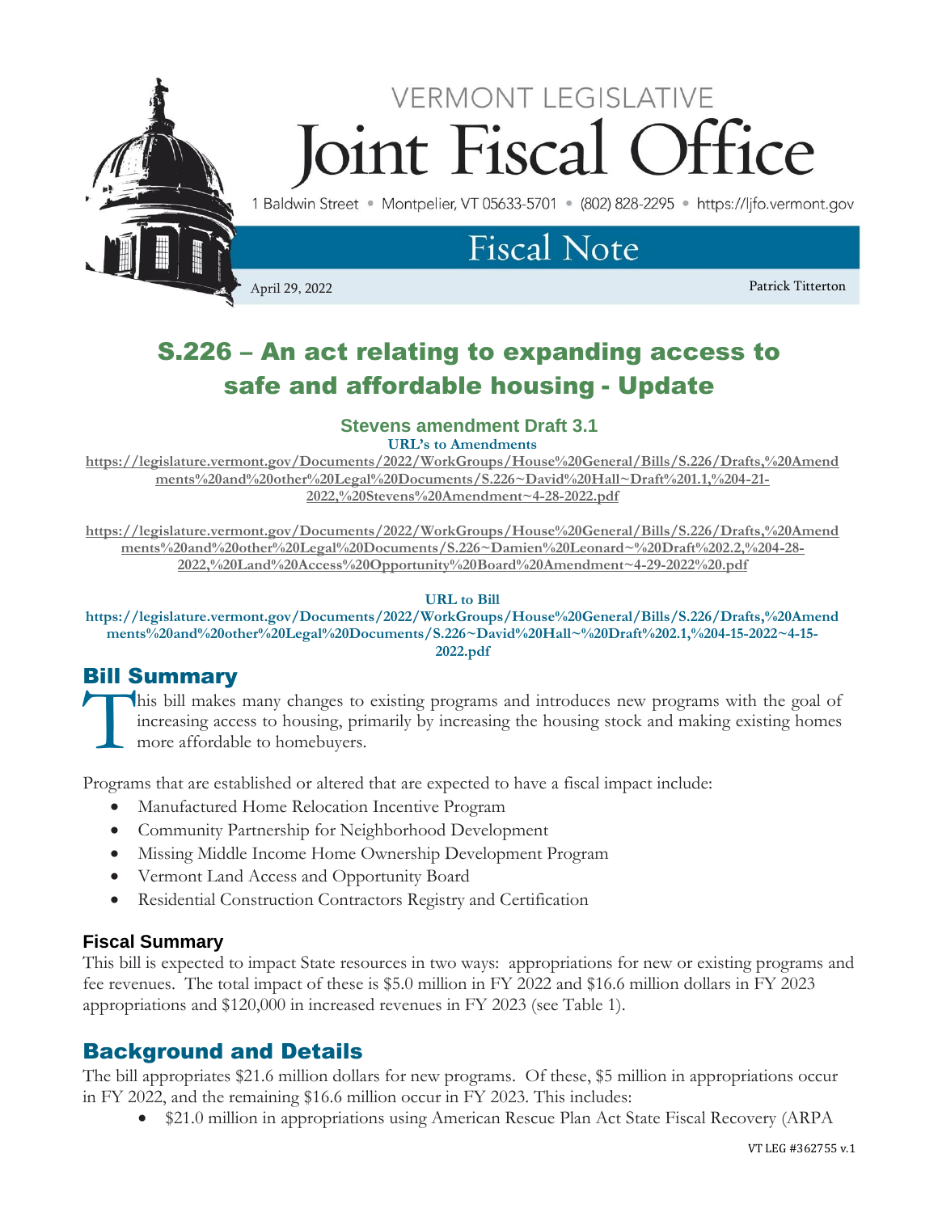VERMONT LEGISLATIVE

# Joint Fiscal Office

1 Baldwin Street • Montpelier, VT 05633-5701 • (802) 828-2295 • https://ljfo.vermont.gov

## Fiscal Note

April 29, 2022 — Patrick Titterton

# S.226 – An act relating to expanding access to safe and affordable housing - Update

### Stevens amendment Draft 3.1

**URL's to Amendments**

https://legislature.vermont.gov/Documents/2022/WorkGroups/House%20General/Bills/S.226/Drafts,%20Amendments%20and%20other%20Legal%20Documents/S.226~David%20Hall~Draft%201.1,%204-21-2022,%20Stevens%20Amendment~4-28-2022.pdf

https://legislature.vermont.gov/Documents/2022/WorkGroups/House%20General/Bills/S.226/Drafts,%20Amendments%20and%20other%20Legal%20Documents/S.226~Damien%20Leonard~%20Draft%202.2,%204-28-2022,%20Land%20Access%20Opportunity%20Board%20Amendment~4-29-2022%20.pdf

**URL to Bill**

https://legislature.vermont.gov/Documents/2022/WorkGroups/House%20General/Bills/S.226/Drafts,%20Amendments%20and%20other%20Legal%20Documents/S.226~David%20Hall~%20Draft%202.1,%204-15-2022~4-15-2022.pdf

## Bill Summary

This bill makes many changes to existing programs and introduces new programs with the goal of increasing access to housing, primarily by increasing the housing stock and making existing homes more affordable to homebuyers.

Programs that are established or altered that are expected to have a fiscal impact include:

- Manufactured Home Relocation Incentive Program
- Community Partnership for Neighborhood Development
- Missing Middle Income Home Ownership Development Program
- Vermont Land Access and Opportunity Board
- Residential Construction Contractors Registry and Certification

### Fiscal Summary

This bill is expected to impact State resources in two ways: appropriations for new or existing programs and fee revenues. The total impact of these is $5.0 million in FY 2022 and $16.6 million dollars in FY 2023 appropriations and $120,000 in increased revenues in FY 2023 (see Table 1).

## Background and Details

The bill appropriates $21.6 million dollars for new programs. Of these, $5 million in appropriations occur in FY 2022, and the remaining $16.6 million occur in FY 2023. This includes:

- $21.0 million in appropriations using American Rescue Plan Act State Fiscal Recovery (ARPA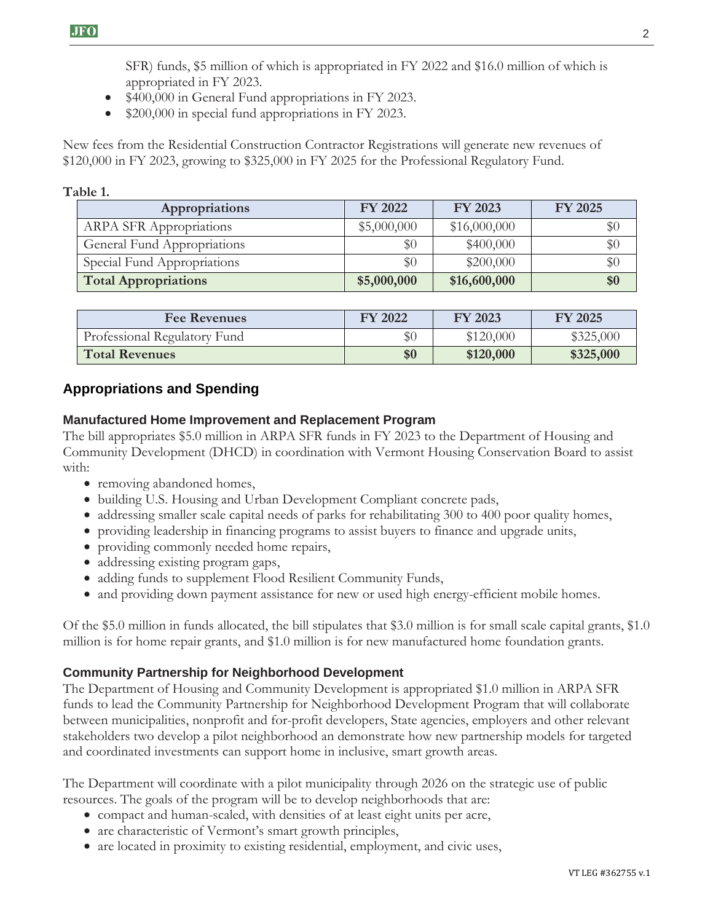SFR) funds, $5 million of which is appropriated in FY 2022 and $16.0 million of which is appropriated in FY 2023.

- $400,000 in General Fund appropriations in FY 2023.
- $200,000 in special fund appropriations in FY 2023.

New fees from the Residential Construction Contractor Registrations will generate new revenues of $120,000 in FY 2023, growing to $325,000 in FY 2025 for the Professional Regulatory Fund.

**Table 1.**

| Appropriations | FY 2022 | FY 2023 | FY 2025 |
|---|---|---|---|
| ARPA SFR Appropriations | $5,000,000 | $16,000,000 | $0 |
| General Fund Appropriations | $0 | $400,000 | $0 |
| Special Fund Appropriations | $0 | $200,000 | $0 |
| **Total Appropriations** | **$5,000,000** | **$16,600,000** | **$0** |

| Fee Revenues | FY 2022 | FY 2023 | FY 2025 |
|---|---|---|---|
| Professional Regulatory Fund | $0 | $120,000 | $325,000 |
| **Total Revenues** | **$0** | **$120,000** | **$325,000** |

## Appropriations and Spending

### Manufactured Home Improvement and Replacement Program

The bill appropriates $5.0 million in ARPA SFR funds in FY 2023 to the Department of Housing and Community Development (DHCD) in coordination with Vermont Housing Conservation Board to assist with:

- removing abandoned homes,
- building U.S. Housing and Urban Development Compliant concrete pads,
- addressing smaller scale capital needs of parks for rehabilitating 300 to 400 poor quality homes,
- providing leadership in financing programs to assist buyers to finance and upgrade units,
- providing commonly needed home repairs,
- addressing existing program gaps,
- adding funds to supplement Flood Resilient Community Funds,
- and providing down payment assistance for new or used high energy-efficient mobile homes.

Of the $5.0 million in funds allocated, the bill stipulates that $3.0 million is for small scale capital grants, $1.0 million is for home repair grants, and $1.0 million is for new manufactured home foundation grants.

### Community Partnership for Neighborhood Development

The Department of Housing and Community Development is appropriated $1.0 million in ARPA SFR funds to lead the Community Partnership for Neighborhood Development Program that will collaborate between municipalities, nonprofit and for-profit developers, State agencies, employers and other relevant stakeholders two develop a pilot neighborhood an demonstrate how new partnership models for targeted and coordinated investments can support home in inclusive, smart growth areas.

The Department will coordinate with a pilot municipality through 2026 on the strategic use of public resources. The goals of the program will be to develop neighborhoods that are:

- compact and human-scaled, with densities of at least eight units per acre,
- are characteristic of Vermont's smart growth principles,
- are located in proximity to existing residential, employment, and civic uses,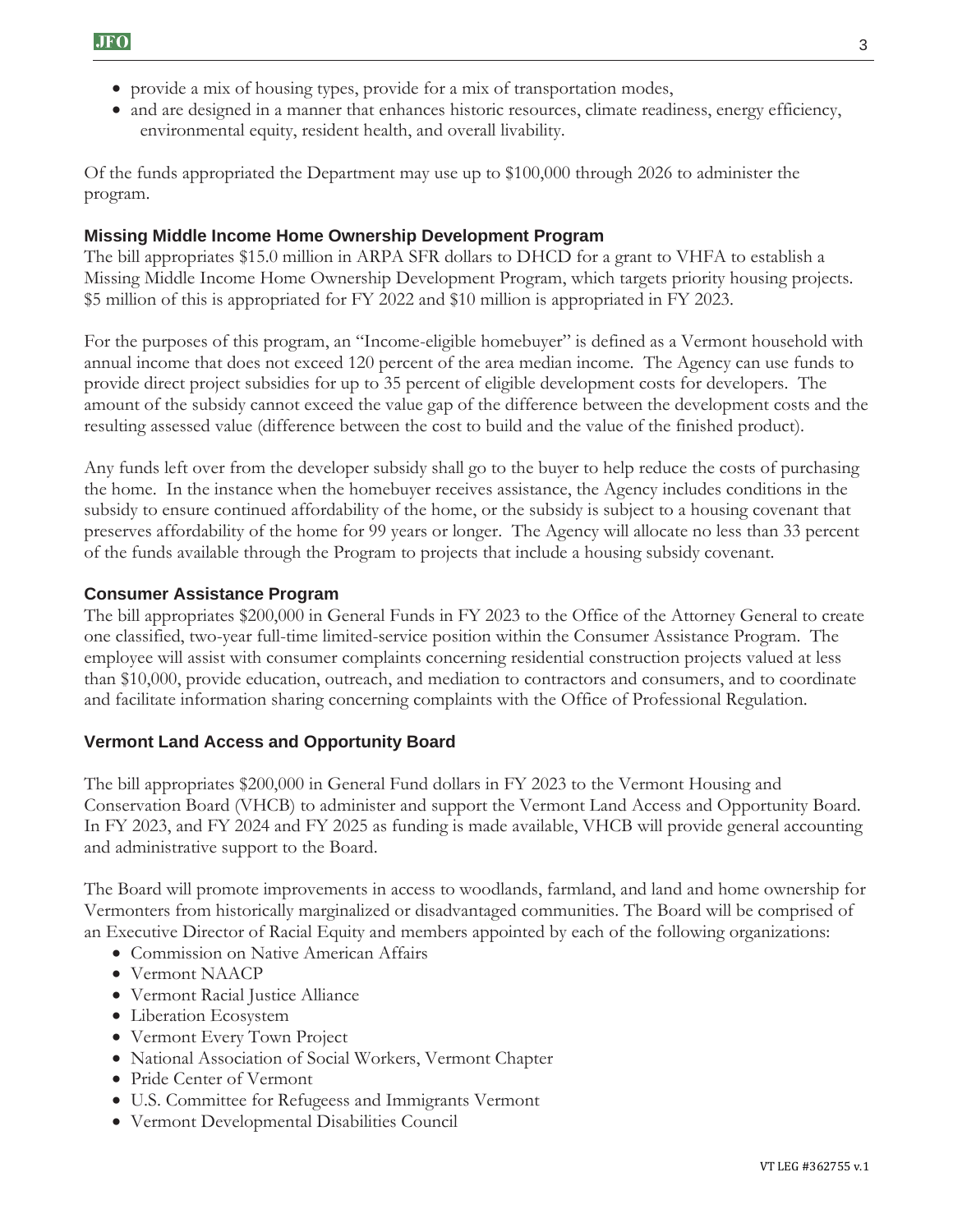- provide a mix of housing types, provide for a mix of transportation modes,
- and are designed in a manner that enhances historic resources, climate readiness, energy efficiency, environmental equity, resident health, and overall livability.

Of the funds appropriated the Department may use up to $100,000 through 2026 to administer the program.

### Missing Middle Income Home Ownership Development Program

The bill appropriates $15.0 million in ARPA SFR dollars to DHCD for a grant to VHFA to establish a Missing Middle Income Home Ownership Development Program, which targets priority housing projects. $5 million of this is appropriated for FY 2022 and $10 million is appropriated in FY 2023.

For the purposes of this program, an "Income-eligible homebuyer" is defined as a Vermont household with annual income that does not exceed 120 percent of the area median income. The Agency can use funds to provide direct project subsidies for up to 35 percent of eligible development costs for developers. The amount of the subsidy cannot exceed the value gap of the difference between the development costs and the resulting assessed value (difference between the cost to build and the value of the finished product).

Any funds left over from the developer subsidy shall go to the buyer to help reduce the costs of purchasing the home. In the instance when the homebuyer receives assistance, the Agency includes conditions in the subsidy to ensure continued affordability of the home, or the subsidy is subject to a housing covenant that preserves affordability of the home for 99 years or longer. The Agency will allocate no less than 33 percent of the funds available through the Program to projects that include a housing subsidy covenant.

### Consumer Assistance Program

The bill appropriates $200,000 in General Funds in FY 2023 to the Office of the Attorney General to create one classified, two-year full-time limited-service position within the Consumer Assistance Program. The employee will assist with consumer complaints concerning residential construction projects valued at less than $10,000, provide education, outreach, and mediation to contractors and consumers, and to coordinate and facilitate information sharing concerning complaints with the Office of Professional Regulation.

### Vermont Land Access and Opportunity Board

The bill appropriates $200,000 in General Fund dollars in FY 2023 to the Vermont Housing and Conservation Board (VHCB) to administer and support the Vermont Land Access and Opportunity Board. In FY 2023, and FY 2024 and FY 2025 as funding is made available, VHCB will provide general accounting and administrative support to the Board.

The Board will promote improvements in access to woodlands, farmland, and land and home ownership for Vermonters from historically marginalized or disadvantaged communities. The Board will be comprised of an Executive Director of Racial Equity and members appointed by each of the following organizations:

- Commission on Native American Affairs
- Vermont NAACP
- Vermont Racial Justice Alliance
- Liberation Ecosystem
- Vermont Every Town Project
- National Association of Social Workers, Vermont Chapter
- Pride Center of Vermont
- U.S. Committee for Refugeess and Immigrants Vermont
- Vermont Developmental Disabilities Council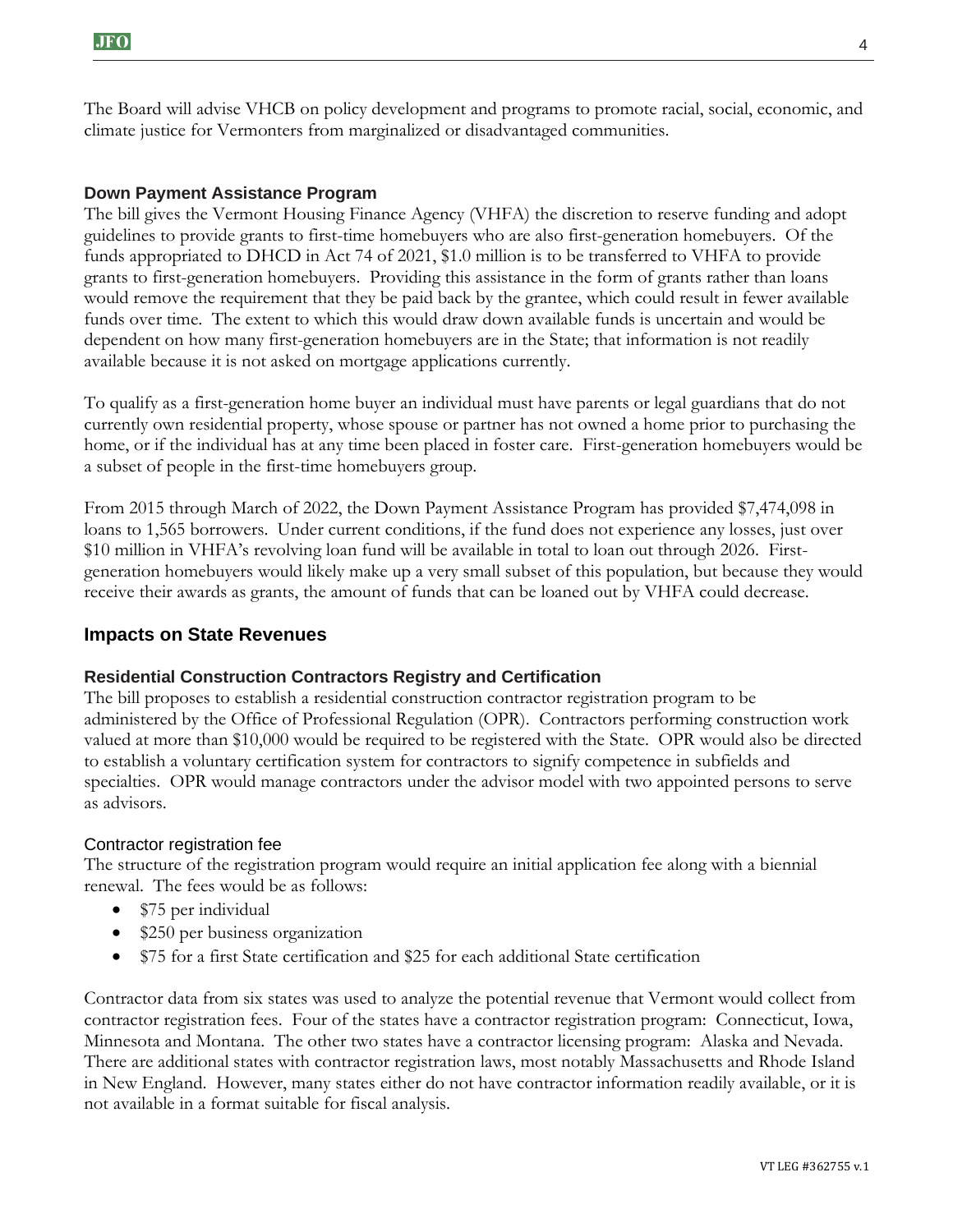The Board will advise VHCB on policy development and programs to promote racial, social, economic, and climate justice for Vermonters from marginalized or disadvantaged communities.

### Down Payment Assistance Program

The bill gives the Vermont Housing Finance Agency (VHFA) the discretion to reserve funding and adopt guidelines to provide grants to first-time homebuyers who are also first-generation homebuyers. Of the funds appropriated to DHCD in Act 74 of 2021, $1.0 million is to be transferred to VHFA to provide grants to first-generation homebuyers. Providing this assistance in the form of grants rather than loans would remove the requirement that they be paid back by the grantee, which could result in fewer available funds over time. The extent to which this would draw down available funds is uncertain and would be dependent on how many first-generation homebuyers are in the State; that information is not readily available because it is not asked on mortgage applications currently.

To qualify as a first-generation home buyer an individual must have parents or legal guardians that do not currently own residential property, whose spouse or partner has not owned a home prior to purchasing the home, or if the individual has at any time been placed in foster care. First-generation homebuyers would be a subset of people in the first-time homebuyers group.

From 2015 through March of 2022, the Down Payment Assistance Program has provided $7,474,098 in loans to 1,565 borrowers. Under current conditions, if the fund does not experience any losses, just over $10 million in VHFA's revolving loan fund will be available in total to loan out through 2026. First-generation homebuyers would likely make up a very small subset of this population, but because they would receive their awards as grants, the amount of funds that can be loaned out by VHFA could decrease.

## Impacts on State Revenues

### Residential Construction Contractors Registry and Certification

The bill proposes to establish a residential construction contractor registration program to be administered by the Office of Professional Regulation (OPR). Contractors performing construction work valued at more than $10,000 would be required to be registered with the State. OPR would also be directed to establish a voluntary certification system for contractors to signify competence in subfields and specialties. OPR would manage contractors under the advisor model with two appointed persons to serve as advisors.

#### Contractor registration fee

The structure of the registration program would require an initial application fee along with a biennial renewal. The fees would be as follows:

- $75 per individual
- $250 per business organization
- $75 for a first State certification and $25 for each additional State certification

Contractor data from six states was used to analyze the potential revenue that Vermont would collect from contractor registration fees. Four of the states have a contractor registration program: Connecticut, Iowa, Minnesota and Montana. The other two states have a contractor licensing program: Alaska and Nevada. There are additional states with contractor registration laws, most notably Massachusetts and Rhode Island in New England. However, many states either do not have contractor information readily available, or it is not available in a format suitable for fiscal analysis.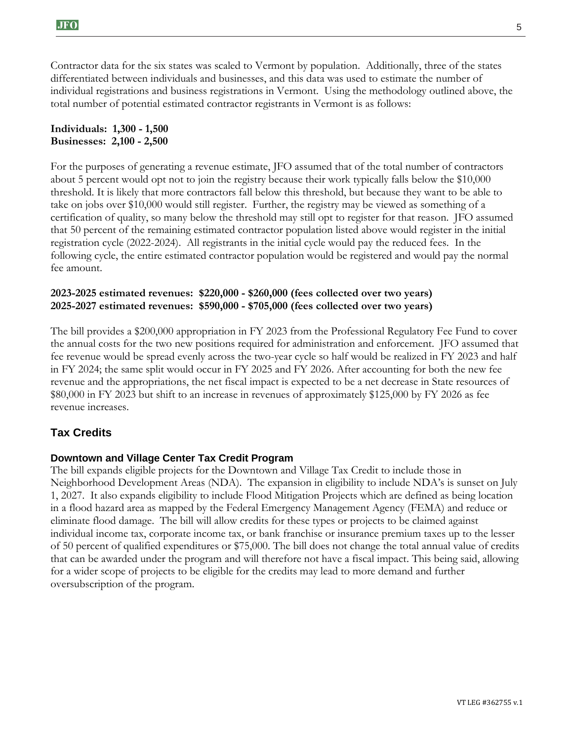Contractor data for the six states was scaled to Vermont by population. Additionally, three of the states differentiated between individuals and businesses, and this data was used to estimate the number of individual registrations and business registrations in Vermont. Using the methodology outlined above, the total number of potential estimated contractor registrants in Vermont is as follows:

**Individuals: 1,300 - 1,500**
**Businesses: 2,100 - 2,500**

For the purposes of generating a revenue estimate, JFO assumed that of the total number of contractors about 5 percent would opt not to join the registry because their work typically falls below the $10,000 threshold. It is likely that more contractors fall below this threshold, but because they want to be able to take on jobs over $10,000 would still register. Further, the registry may be viewed as something of a certification of quality, so many below the threshold may still opt to register for that reason. JFO assumed that 50 percent of the remaining estimated contractor population listed above would register in the initial registration cycle (2022-2024). All registrants in the initial cycle would pay the reduced fees. In the following cycle, the entire estimated contractor population would be registered and would pay the normal fee amount.

**2023-2025 estimated revenues: $220,000 - $260,000 (fees collected over two years)**
**2025-2027 estimated revenues: $590,000 - $705,000 (fees collected over two years)**

The bill provides a $200,000 appropriation in FY 2023 from the Professional Regulatory Fee Fund to cover the annual costs for the two new positions required for administration and enforcement. JFO assumed that fee revenue would be spread evenly across the two-year cycle so half would be realized in FY 2023 and half in FY 2024; the same split would occur in FY 2025 and FY 2026. After accounting for both the new fee revenue and the appropriations, the net fiscal impact is expected to be a net decrease in State resources of $80,000 in FY 2023 but shift to an increase in revenues of approximately $125,000 by FY 2026 as fee revenue increases.

## Tax Credits

### Downtown and Village Center Tax Credit Program

The bill expands eligible projects for the Downtown and Village Tax Credit to include those in Neighborhood Development Areas (NDA). The expansion in eligibility to include NDA's is sunset on July 1, 2027. It also expands eligibility to include Flood Mitigation Projects which are defined as being location in a flood hazard area as mapped by the Federal Emergency Management Agency (FEMA) and reduce or eliminate flood damage. The bill will allow credits for these types or projects to be claimed against individual income tax, corporate income tax, or bank franchise or insurance premium taxes up to the lesser of 50 percent of qualified expenditures or $75,000. The bill does not change the total annual value of credits that can be awarded under the program and will therefore not have a fiscal impact. This being said, allowing for a wider scope of projects to be eligible for the credits may lead to more demand and further oversubscription of the program.